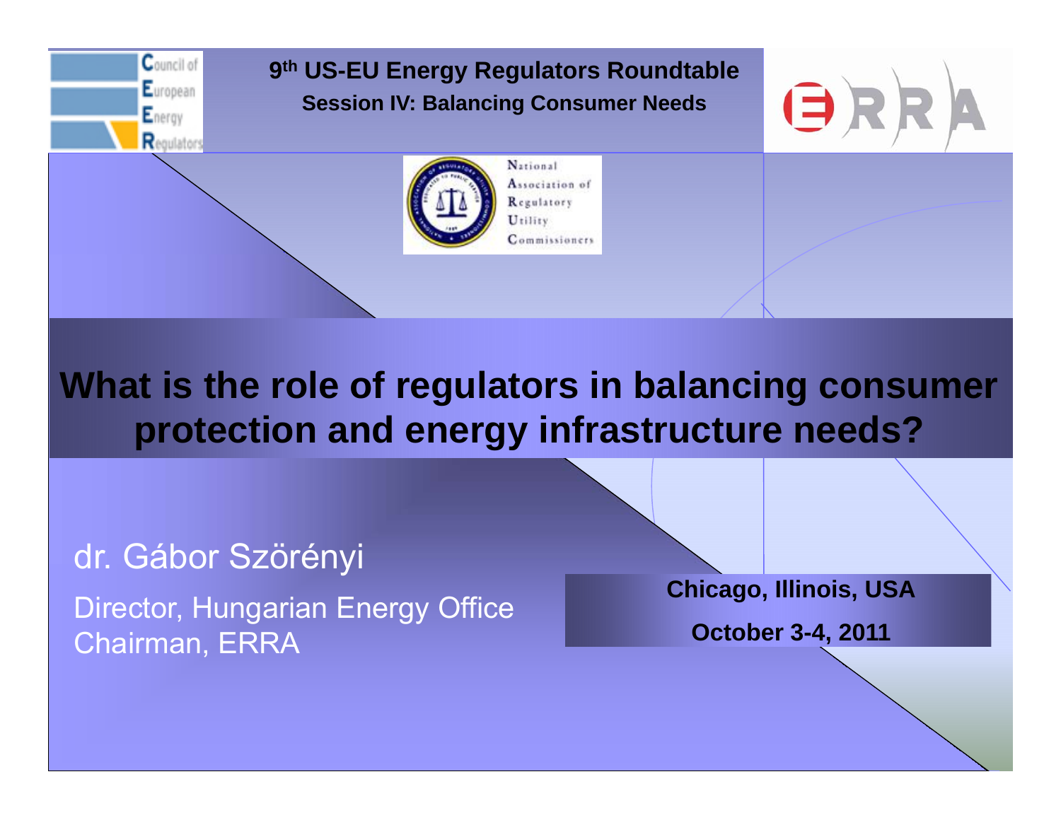9th US-EU Energy Regulators Roundtable

**Session IV: Balancing Consumer Needs**

# What is the role of regulators in balancing consumer protection and energy infrastructure needs?

dr. Gábor Szörényi

Director, Hungarian Energy Office
Chairman, ERRA

**Chicago, Illinois, USA**

**October 3-4, 2011**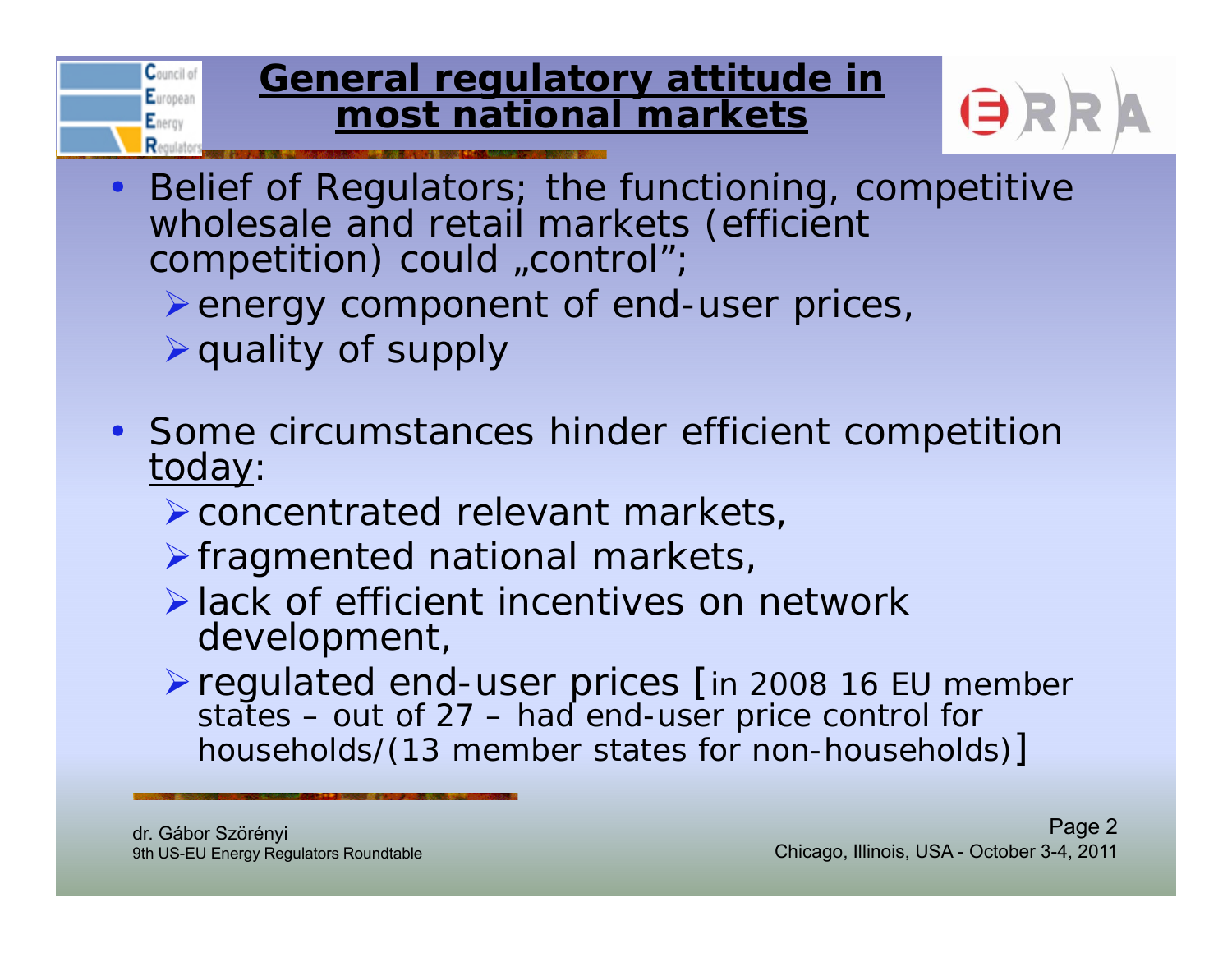# General regulatory attitude in most national markets

- Belief of Regulators; the functioning, competitive wholesale and retail markets (efficient competition) could „control";
  - energy component of end-user prices,
  - quality of supply
- Some circumstances hinder efficient competition today:
  - concentrated relevant markets,
  - fragmented national markets,
  - lack of efficient incentives on network development,
  - regulated end-user prices [in 2008 16 EU member states – out of 27 – had end-user price control for households/(13 member states for non-households)]

dr. Gábor Szörényi
9th US-EU Energy Regulators Roundtable

Chicago, Illinois, USA - October 3-4, 2011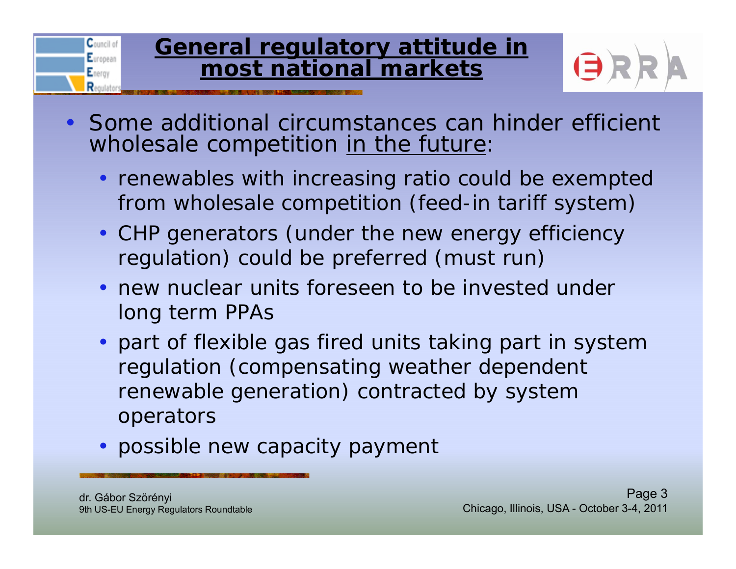# General regulatory attitude in most national markets

- Some additional circumstances can hinder efficient wholesale competition in the future:
  - renewables with increasing ratio could be exempted from wholesale competition (feed-in tariff system)
  - CHP generators (under the new energy efficiency regulation) could be preferred (must run)
  - new nuclear units foreseen to be invested under long term PPAs
  - part of flexible gas fired units taking part in system regulation (compensating weather dependent renewable generation) contracted by system operators
  - possible new capacity payment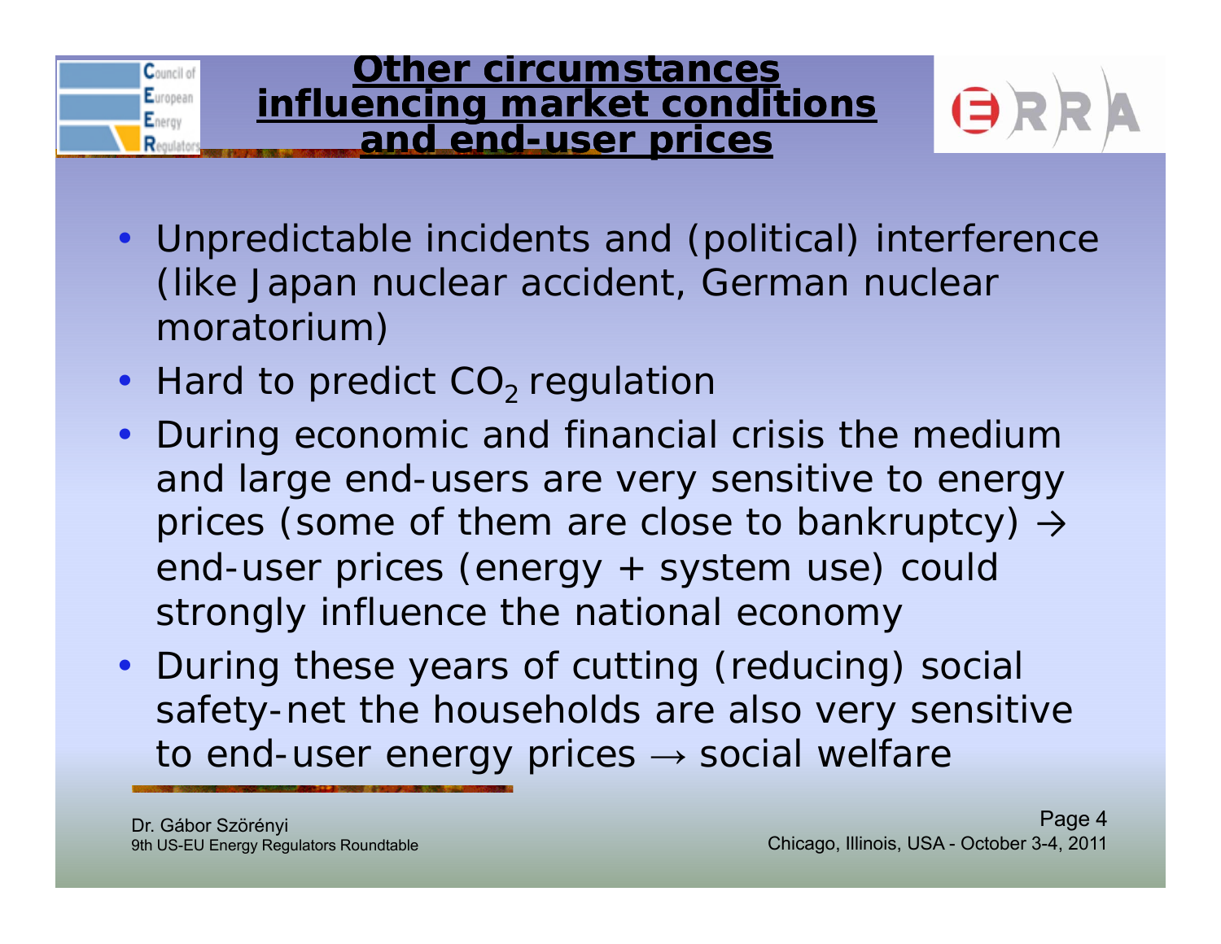# Other circumstances influencing market conditions and end-user prices

- Unpredictable incidents and (political) interference (like Japan nuclear accident, German nuclear moratorium)
- Hard to predict $CO_2$ regulation
- During economic and financial crisis the medium and large end-users are very sensitive to energy prices (some of them are close to bankruptcy) → end-user prices (energy + system use) could strongly influence the national economy
- During these years of cutting (reducing) social safety-net the households are also very sensitive to end-user energy prices → social welfare

Dr. Gábor Szörényi
9th US-EU Energy Regulators Roundtable

Chicago, Illinois, USA - October 3-4, 2011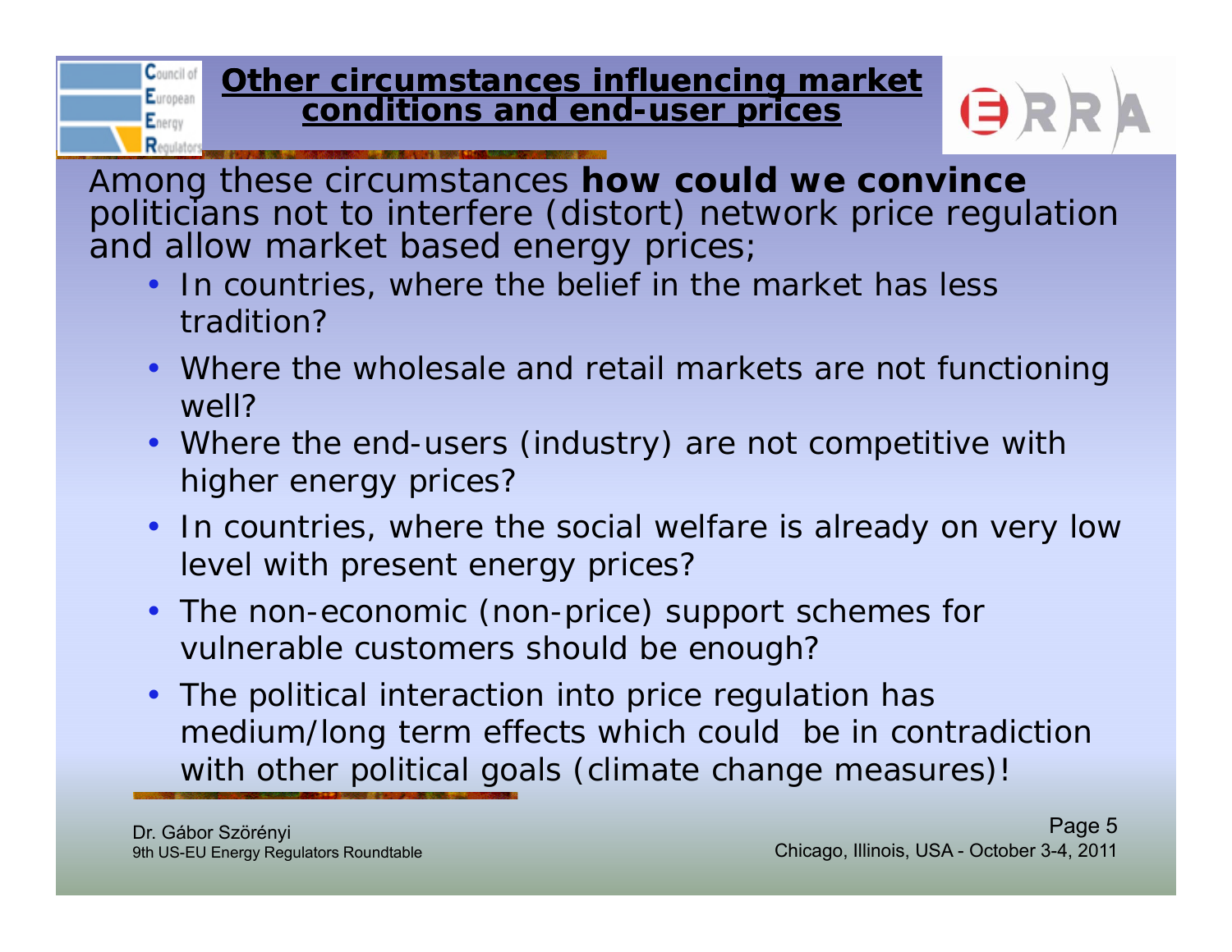## Other circumstances influencing market conditions and end-user prices

Among these circumstances **how could we convince** politicians not to interfere (distort) network price regulation and allow market based energy prices;

- In countries, where the belief in the market has less tradition?
- Where the wholesale and retail markets are not functioning well?
- Where the end-users (industry) are not competitive with higher energy prices?
- In countries, where the social welfare is already on very low level with present energy prices?
- The non-economic (non-price) support schemes for vulnerable customers should be enough?
- The political interaction into price regulation has medium/long term effects which could be in contradiction with other political goals (climate change measures)!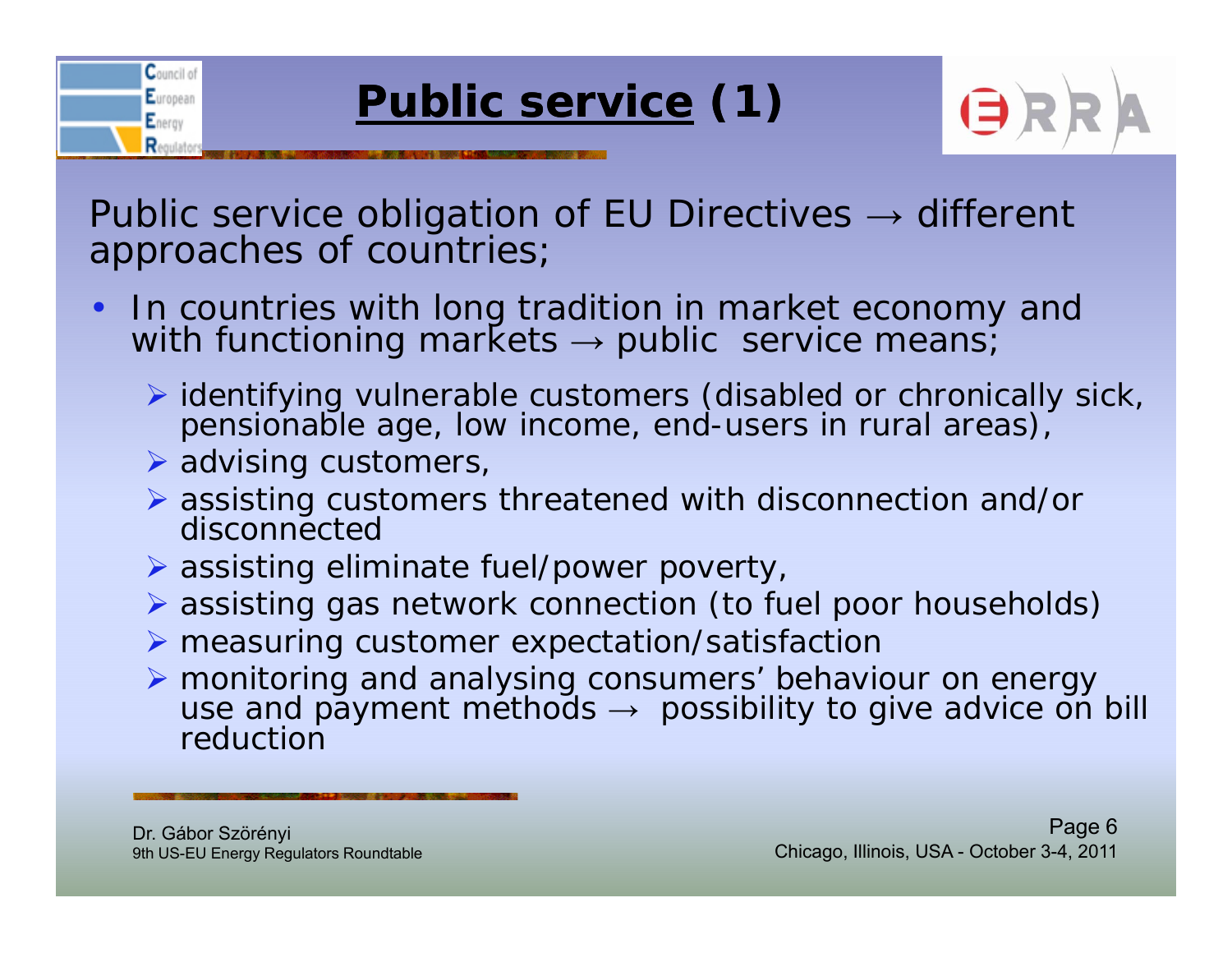# Public service (1)

Public service obligation of EU Directives → different approaches of countries;

- In countries with long tradition in market economy and with functioning markets → public service means;
  - identifying vulnerable customers (disabled or chronically sick, pensionable age, low income, end-users in rural areas),
  - advising customers,
  - assisting customers threatened with disconnection and/or disconnected
  - assisting eliminate fuel/power poverty,
  - assisting gas network connection (to fuel poor households)
  - measuring customer expectation/satisfaction
  - monitoring and analysing consumers' behaviour on energy use and payment methods → possibility to give advice on bill reduction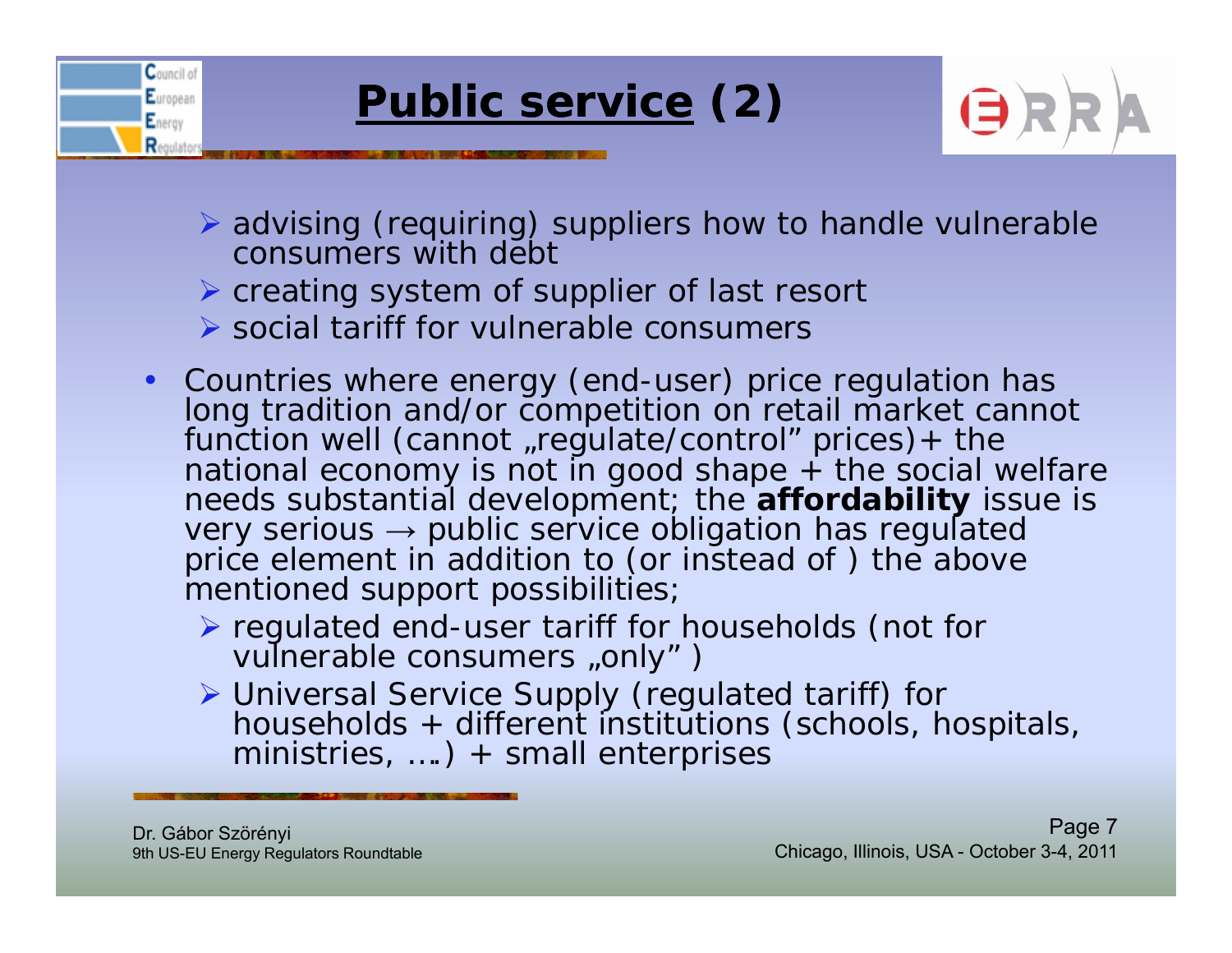# Public service (2)

- advising (requiring) suppliers how to handle vulnerable consumers with debt
- creating system of supplier of last resort
- social tariff for vulnerable consumers

- Countries where energy (end-user) price regulation has long tradition and/or competition on retail market cannot function well (cannot „regulate/control" prices)+ the national economy is not in good shape + the social welfare needs substantial development; the **affordability** issue is very serious → public service obligation has regulated price element in addition to (or instead of ) the above mentioned support possibilities;
  - regulated end-user tariff for households (not for vulnerable consumers „only" )
  - Universal Service Supply (regulated tariff) for households + different institutions (schools, hospitals, ministries, ….) + small enterprises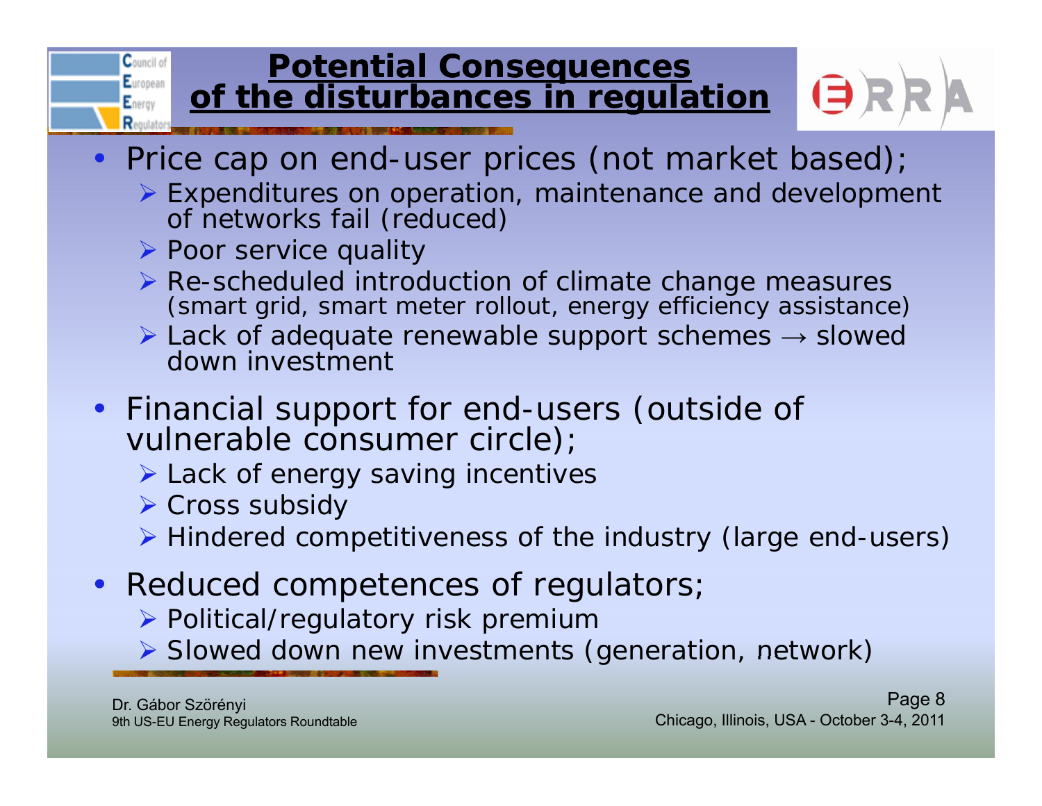# Potential Consequences of the disturbances in regulation

- Price cap on end-user prices (not market based);
  - Expenditures on operation, maintenance and development of networks fail (reduced)
  - Poor service quality
  - Re-scheduled introduction of climate change measures (smart grid, smart meter rollout, energy efficiency assistance)
  - Lack of adequate renewable support schemes → slowed down investment
- Financial support for end-users (outside of vulnerable consumer circle);
  - Lack of energy saving incentives
  - Cross subsidy
  - Hindered competitiveness of the industry (large end-users)
- Reduced competences of regulators;
  - Political/regulatory risk premium
  - Slowed down new investments (generation, network)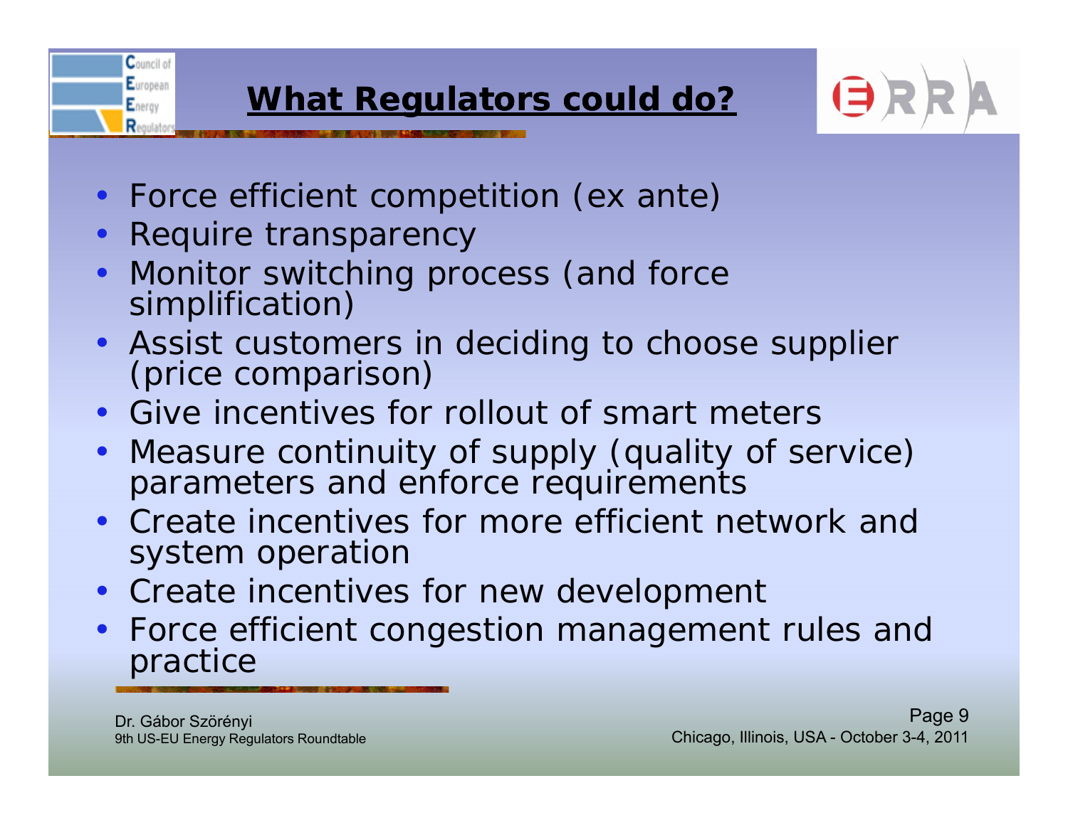# What Regulators could do?

- Force efficient competition (ex ante)
- Require transparency
- Monitor switching process (and force simplification)
- Assist customers in deciding to choose supplier (price comparison)
- Give incentives for rollout of smart meters
- Measure continuity of supply (quality of service) parameters and enforce requirements
- Create incentives for more efficient network and system operation
- Create incentives for new development
- Force efficient congestion management rules and practice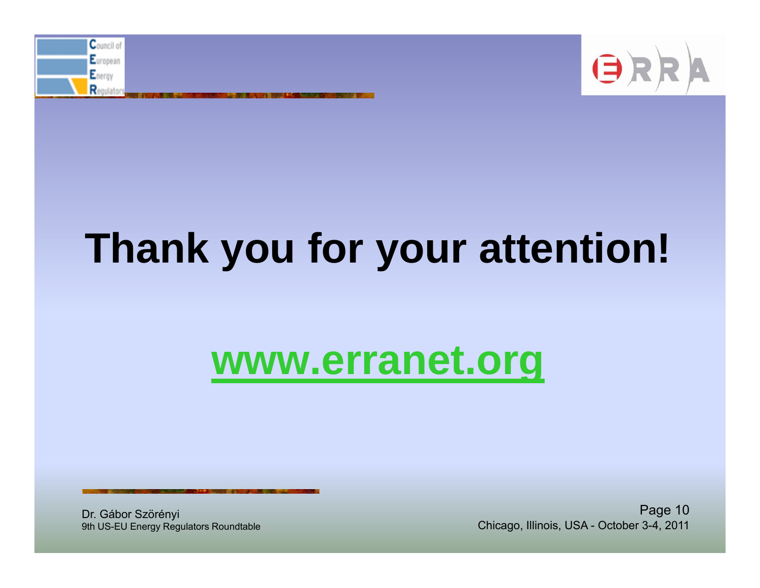# Thank you for your attention!

**www.erranet.org**